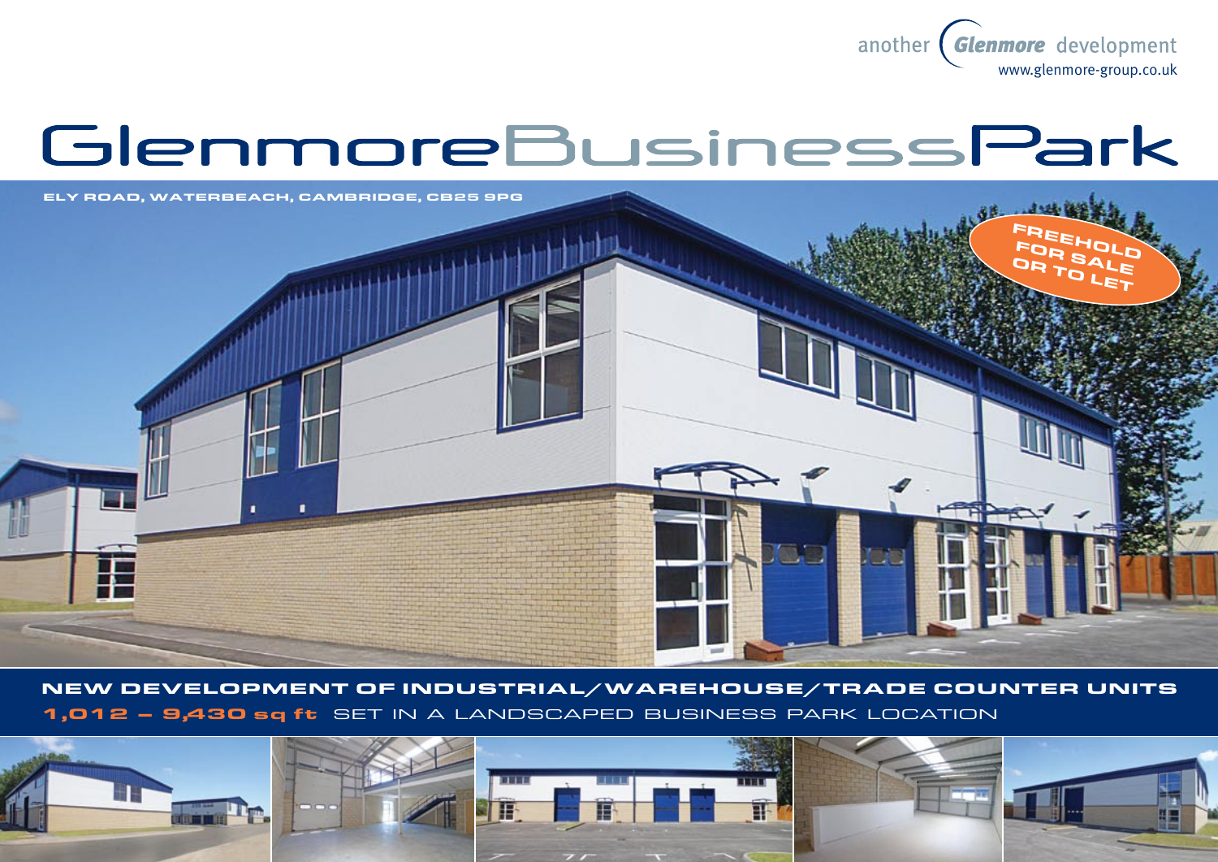another Glenmore development
www.glenmore-group.co.uk

# GlenmoreBusinessPark

**ELY ROAD, WATERBEACH, CAMBRIDGE, CB25 9PG**

**FREEHOLD FOR SALE OR TO LET**

## NEW DEVELOPMENT OF INDUSTRIAL/WAREHOUSE/TRADE COUNTER UNITS

**1,012 – 9,430 sq ft** SET IN A LANDSCAPED BUSINESS PARK LOCATION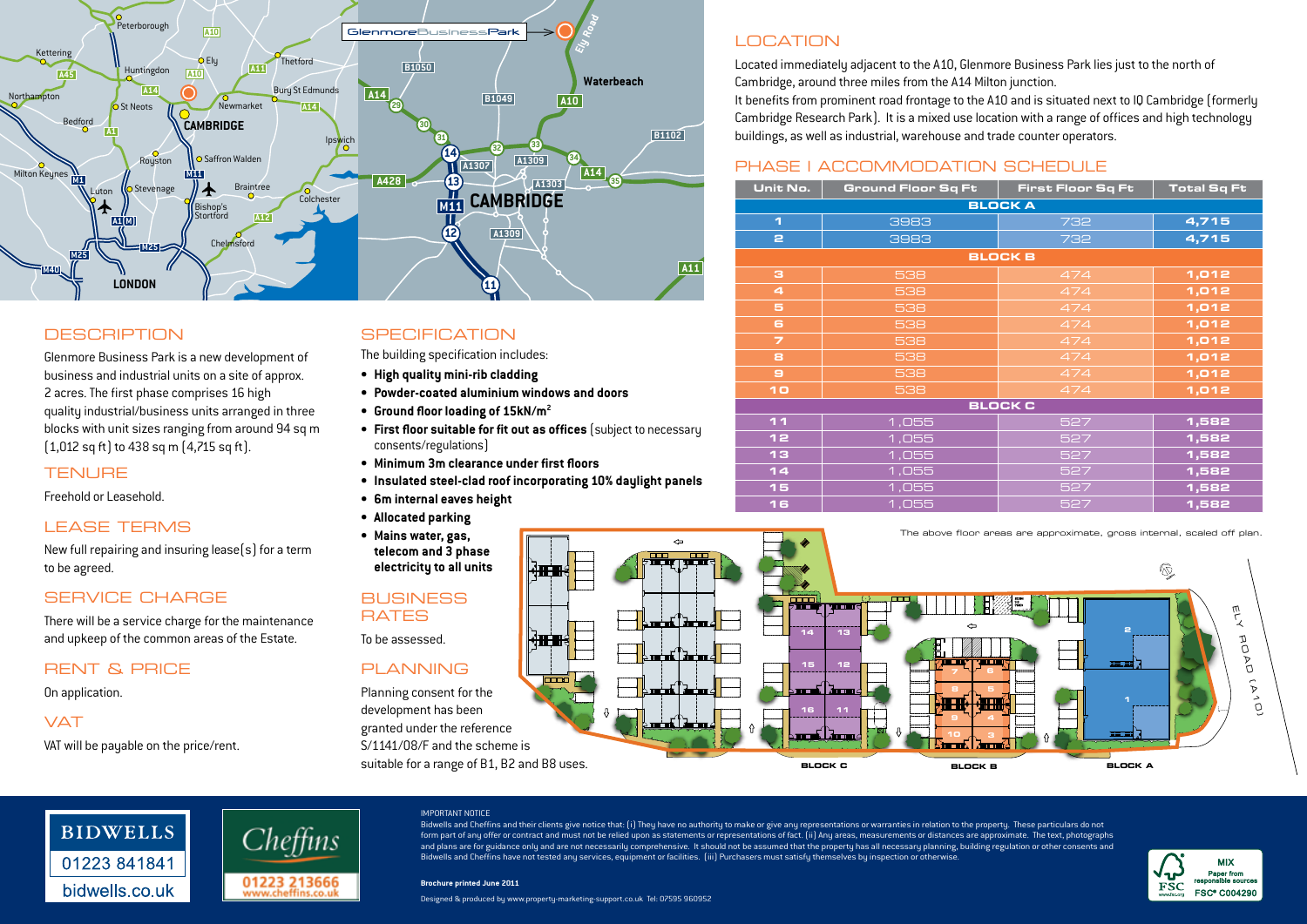## DESCRIPTION

Glenmore Business Park is a new development of business and industrial units on a site of approx. 2 acres. The first phase comprises 16 high quality industrial/business units arranged in three blocks with unit sizes ranging from around 94 sq m (1,012 sq ft) to 438 sq m (4,715 sq ft).

## TENURE

Freehold or Leasehold.

## LEASE TERMS

New full repairing and insuring lease(s) for a term to be agreed.

## SERVICE CHARGE

There will be a service charge for the maintenance and upkeep of the common areas of the Estate.

## RENT & PRICE

On application.

## VAT

VAT will be payable on the price/rent.

## SPECIFICATION

The building specification includes:

- **High quality mini-rib cladding**
- **Powder-coated aluminium windows and doors**
- **Ground floor loading of 15kN/m$^2$**
- **First floor suitable for fit out as offices** (subject to necessary consents/regulations)
- **Minimum 3m clearance under first floors**
- **Insulated steel-clad roof incorporating 10% daylight panels**
- **6m internal eaves height**
- **Allocated parking**
- **Mains water, gas, telecom and 3 phase electricity to all units**

## BUSINESS RATES

To be assessed.

## PLANNING

Planning consent for the development has been granted under the reference S/1141/08/F and the scheme is suitable for a range of B1, B2 and B8 uses.

## LOCATION

Located immediately adjacent to the A10, Glenmore Business Park lies just to the north of Cambridge, around three miles from the A14 Milton junction.

It benefits from prominent road frontage to the A10 and is situated next to IQ Cambridge (formerly Cambridge Research Park). It is a mixed use location with a range of offices and high technology buildings, as well as industrial, warehouse and trade counter operators.

## PHASE I ACCOMMODATION SCHEDULE

| Unit No. | Ground Floor Sq Ft | First Floor Sq Ft | Total Sq Ft |
|---|---|---|---|
| **BLOCK A** | | | |
| 1 | 3983 | 732 | **4,715** |
| 2 | 3983 | 732 | **4,715** |
| **BLOCK B** | | | |
| 3 | 538 | 474 | **1,012** |
| 4 | 538 | 474 | **1,012** |
| 5 | 538 | 474 | **1,012** |
| 6 | 538 | 474 | **1,012** |
| 7 | 538 | 474 | **1,012** |
| 8 | 538 | 474 | **1,012** |
| 9 | 538 | 474 | **1,012** |
| 10 | 538 | 474 | **1,012** |
| **BLOCK C** | | | |
| 11 | 1,055 | 527 | **1,582** |
| 12 | 1,055 | 527 | **1,582** |
| 13 | 1,055 | 527 | **1,582** |
| 14 | 1,055 | 527 | **1,582** |
| 15 | 1,055 | 527 | **1,582** |
| 16 | 1,055 | 527 | **1,582** |

The above floor areas are approximate, gross internal, scaled off plan.

BIDWELLS
01223 841841
bidwells.co.uk

Cheffins
01223 213666
www.cheffins.co.uk

IMPORTANT NOTICE

Bidwells and Cheffins and their clients give notice that: (i) They have no authority to make or give any representations or warranties in relation to the property. These particulars do not form part of any offer or contract and must not be relied upon as statements or representations of fact. (ii) Any areas, measurements or distances are approximate. The text, photographs and plans are for guidance only and are not necessarily comprehensive. It should not be assumed that the property has all necessary planning, building regulation or other consents and Bidwells and Cheffins have not tested any services, equipment or facilities. (iii) Purchasers must satisfy themselves by inspection or otherwise.

**Brochure printed June 2011**

Designed & produced by www.property-marketing-support.co.uk Tel: 07595 960952